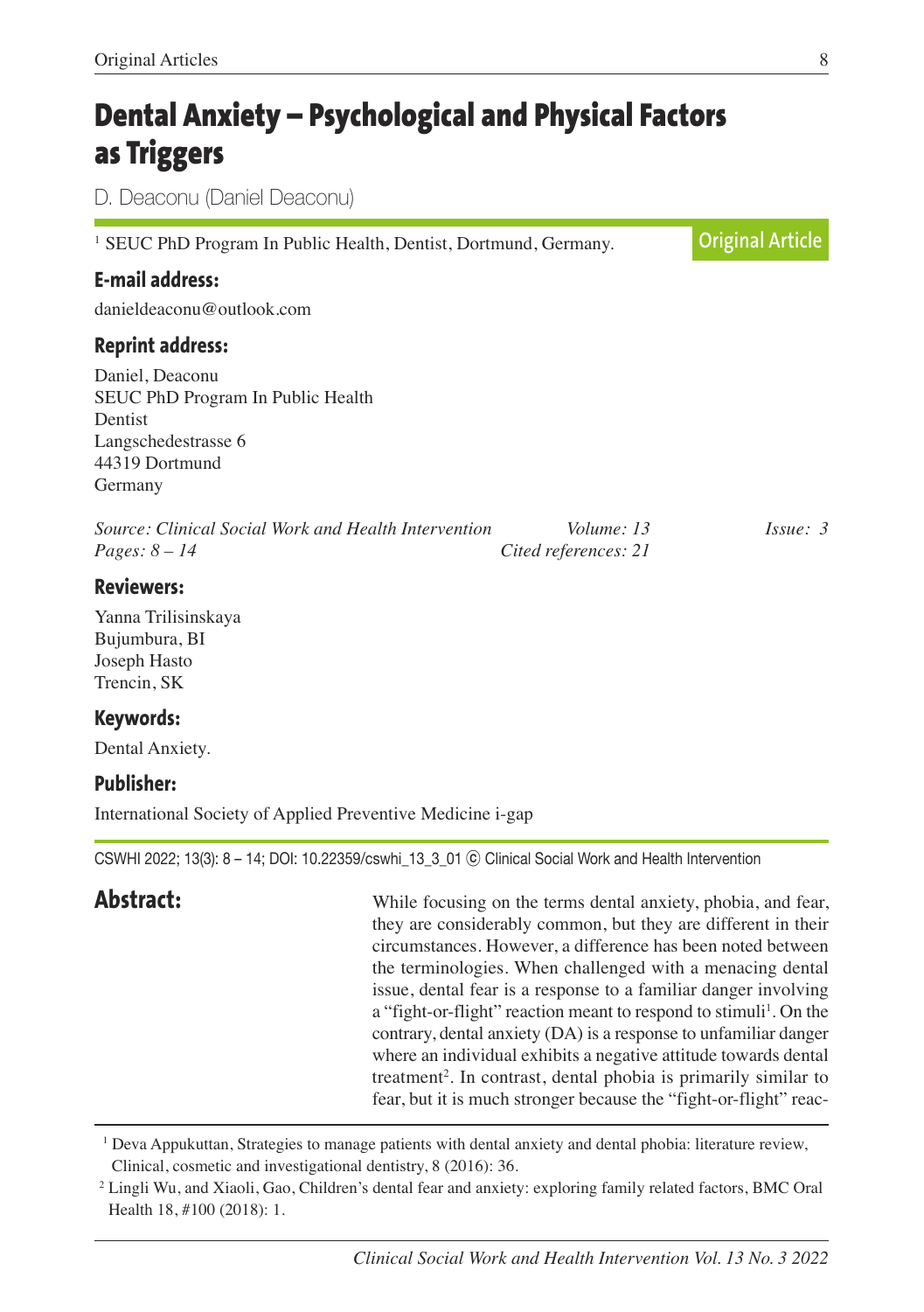# Dental Anxiety – Psychological and Physical Factors as Triggers

D. Deaconu (Daniel Deaconu)

[1] SEUC PhD Program In Public Health, Dentist, Dortmund, Germany.

**Original Article**

### E-mail address:

danieldeaconu@outlook.com

### Reprint address:

Daniel, Deaconu
SEUC PhD Program In Public Health
Dentist
Langschedestrasse 6
44319 Dortmund
Germany

*Source: Clinical Social Work and Health Intervention* *Volume: 13* *Issue: 3*
*Pages: 8 – 14* *Cited references: 21*

### Reviewers:

Yanna Trilisinskaya
Bujumbura, BI
Joseph Hasto
Trencin, SK

### Keywords:

Dental Anxiety.

### Publisher:

International Society of Applied Preventive Medicine i-gap

CSWHI 2022; 13(3): 8 – 14; DOI: 10.22359/cswhi_13_3_01 ⓒ Clinical Social Work and Health Intervention

## Abstract:

While focusing on the terms dental anxiety, phobia, and fear, they are considerably common, but they are different in their circumstances. However, a difference has been noted between the terminologies. When challenged with a menacing dental issue, dental fear is a response to a familiar danger involving a "fight-or-flight" reaction meant to respond to stimuli[1]. On the contrary, dental anxiety (DA) is a response to unfamiliar danger where an individual exhibits a negative attitude towards dental treatment[2]. In contrast, dental phobia is primarily similar to fear, but it is much stronger because the "fight-or-flight" reac-

[1] Deva Appukuttan, Strategies to manage patients with dental anxiety and dental phobia: literature review, Clinical, cosmetic and investigational dentistry, 8 (2016): 36.

[2] Lingli Wu, and Xiaoli, Gao, Children's dental fear and anxiety: exploring family related factors, BMC Oral Health 18, #100 (2018): 1.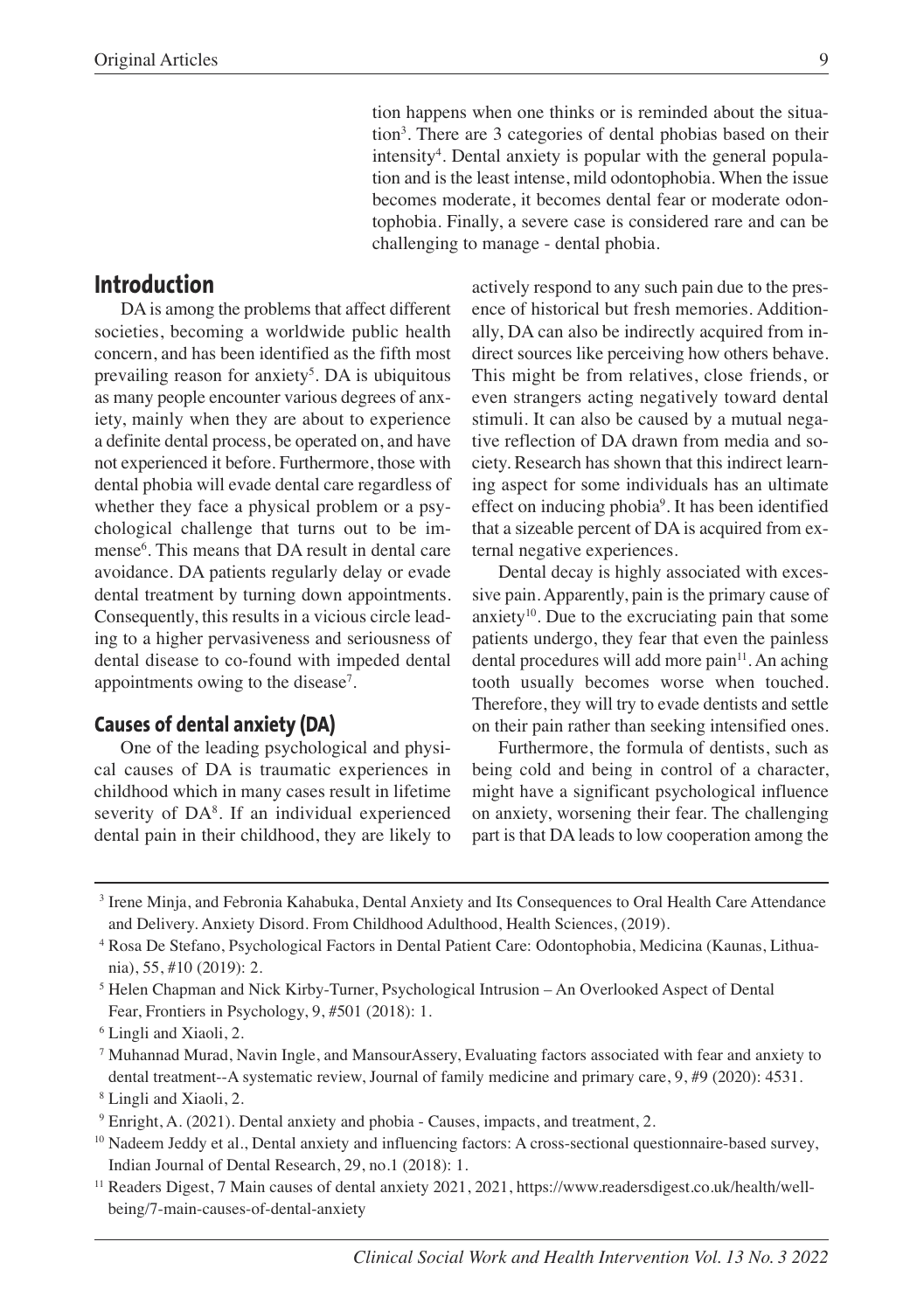tion happens when one thinks or is reminded about the situation[3]. There are 3 categories of dental phobias based on their intensity[4]. Dental anxiety is popular with the general population and is the least intense, mild odontophobia. When the issue becomes moderate, it becomes dental fear or moderate odontophobia. Finally, a severe case is considered rare and can be challenging to manage - dental phobia.

## Introduction

DA is among the problems that affect different societies, becoming a worldwide public health concern, and has been identified as the fifth most prevailing reason for anxiety[5]. DA is ubiquitous as many people encounter various degrees of anxiety, mainly when they are about to experience a definite dental process, be operated on, and have not experienced it before. Furthermore, those with dental phobia will evade dental care regardless of whether they face a physical problem or a psychological challenge that turns out to be immense[6]. This means that DA result in dental care avoidance. DA patients regularly delay or evade dental treatment by turning down appointments. Consequently, this results in a vicious circle leading to a higher pervasiveness and seriousness of dental disease to co-found with impeded dental appointments owing to the disease[7].

### Causes of dental anxiety (DA)

One of the leading psychological and physical causes of DA is traumatic experiences in childhood which in many cases result in lifetime severity of DA[8]. If an individual experienced dental pain in their childhood, they are likely to actively respond to any such pain due to the presence of historical but fresh memories. Additionally, DA can also be indirectly acquired from indirect sources like perceiving how others behave. This might be from relatives, close friends, or even strangers acting negatively toward dental stimuli. It can also be caused by a mutual negative reflection of DA drawn from media and society. Research has shown that this indirect learning aspect for some individuals has an ultimate effect on inducing phobia[9]. It has been identified that a sizeable percent of DA is acquired from external negative experiences.

Dental decay is highly associated with excessive pain. Apparently, pain is the primary cause of anxiety[10]. Due to the excruciating pain that some patients undergo, they fear that even the painless dental procedures will add more pain[11]. An aching tooth usually becomes worse when touched. Therefore, they will try to evade dentists and settle on their pain rather than seeking intensified ones.

Furthermore, the formula of dentists, such as being cold and being in control of a character, might have a significant psychological influence on anxiety, worsening their fear. The challenging part is that DA leads to low cooperation among the

---

[3] Irene Minja, and Febronia Kahabuka, Dental Anxiety and Its Consequences to Oral Health Care Attendance and Delivery. Anxiety Disord. From Childhood Adulthood, Health Sciences, (2019).

[4] Rosa De Stefano, Psychological Factors in Dental Patient Care: Odontophobia, Medicina (Kaunas, Lithuania), 55, #10 (2019): 2.

[5] Helen Chapman and Nick Kirby-Turner, Psychological Intrusion – An Overlooked Aspect of Dental Fear, Frontiers in Psychology, 9, #501 (2018): 1.

[6] Lingli and Xiaoli, 2.

[7] Muhannad Murad, Navin Ingle, and MansourAssery, Evaluating factors associated with fear and anxiety to dental treatment--A systematic review, Journal of family medicine and primary care, 9, #9 (2020): 4531.

[8] Lingli and Xiaoli, 2.

[9] Enright, A. (2021). Dental anxiety and phobia - Causes, impacts, and treatment, 2.

[10] Nadeem Jeddy et al., Dental anxiety and influencing factors: A cross-sectional questionnaire-based survey, Indian Journal of Dental Research, 29, no.1 (2018): 1.

[11] Readers Digest, 7 Main causes of dental anxiety 2021, 2021, https://www.readersdigest.co.uk/health/wellbeing/7-main-causes-of-dental-anxiety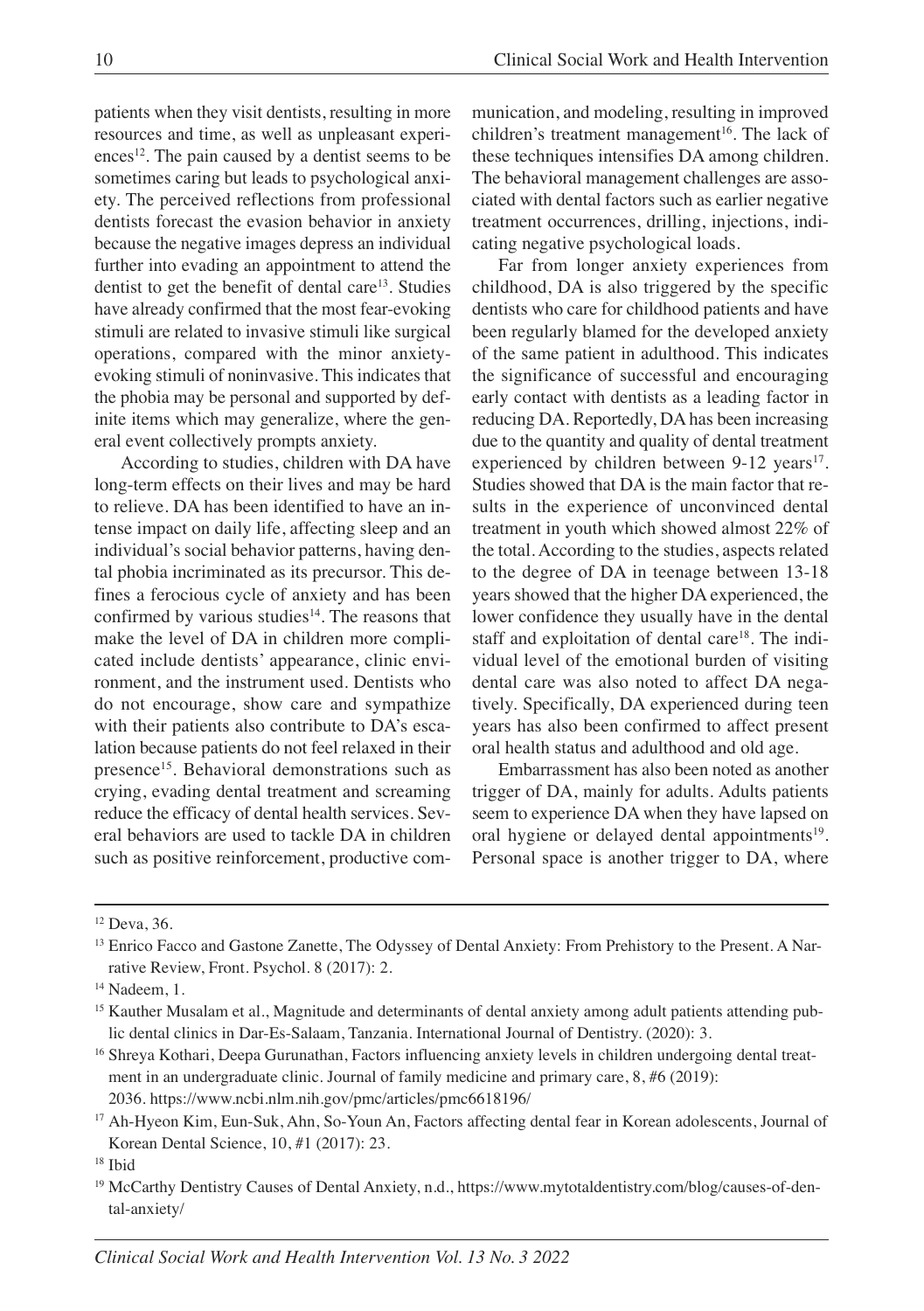patients when they visit dentists, resulting in more resources and time, as well as unpleasant experiences[12]. The pain caused by a dentist seems to be sometimes caring but leads to psychological anxiety. The perceived reflections from professional dentists forecast the evasion behavior in anxiety because the negative images depress an individual further into evading an appointment to attend the dentist to get the benefit of dental care[13]. Studies have already confirmed that the most fear-evoking stimuli are related to invasive stimuli like surgical operations, compared with the minor anxiety-evoking stimuli of noninvasive. This indicates that the phobia may be personal and supported by definite items which may generalize, where the general event collectively prompts anxiety.

According to studies, children with DA have long-term effects on their lives and may be hard to relieve. DA has been identified to have an intense impact on daily life, affecting sleep and an individual's social behavior patterns, having dental phobia incriminated as its precursor. This defines a ferocious cycle of anxiety and has been confirmed by various studies[14]. The reasons that make the level of DA in children more complicated include dentists' appearance, clinic environment, and the instrument used. Dentists who do not encourage, show care and sympathize with their patients also contribute to DA's escalation because patients do not feel relaxed in their presence[15]. Behavioral demonstrations such as crying, evading dental treatment and screaming reduce the efficacy of dental health services. Several behaviors are used to tackle DA in children such as positive reinforcement, productive communication, and modeling, resulting in improved children's treatment management[16]. The lack of these techniques intensifies DA among children. The behavioral management challenges are associated with dental factors such as earlier negative treatment occurrences, drilling, injections, indicating negative psychological loads.

Far from longer anxiety experiences from childhood, DA is also triggered by the specific dentists who care for childhood patients and have been regularly blamed for the developed anxiety of the same patient in adulthood. This indicates the significance of successful and encouraging early contact with dentists as a leading factor in reducing DA. Reportedly, DA has been increasing due to the quantity and quality of dental treatment experienced by children between 9-12 years[17]. Studies showed that DA is the main factor that results in the experience of unconvinced dental treatment in youth which showed almost 22% of the total. According to the studies, aspects related to the degree of DA in teenage between 13-18 years showed that the higher DA experienced, the lower confidence they usually have in the dental staff and exploitation of dental care[18]. The individual level of the emotional burden of visiting dental care was also noted to affect DA negatively. Specifically, DA experienced during teen years has also been confirmed to affect present oral health status and adulthood and old age.

Embarrassment has also been noted as another trigger of DA, mainly for adults. Adults patients seem to experience DA when they have lapsed on oral hygiene or delayed dental appointments[19]. Personal space is another trigger to DA, where

---

[12] Deva, 36.

[13] Enrico Facco and Gastone Zanette, The Odyssey of Dental Anxiety: From Prehistory to the Present. A Narrative Review, Front. Psychol. 8 (2017): 2.

[14] Nadeem, 1.

[15] Kauther Musalam et al., Magnitude and determinants of dental anxiety among adult patients attending public dental clinics in Dar-Es-Salaam, Tanzania. International Journal of Dentistry. (2020): 3.

[16] Shreya Kothari, Deepa Gurunathan, Factors influencing anxiety levels in children undergoing dental treatment in an undergraduate clinic. Journal of family medicine and primary care, 8, #6 (2019): 2036. https://www.ncbi.nlm.nih.gov/pmc/articles/pmc6618196/

[17] Ah-Hyeon Kim, Eun-Suk, Ahn, So-Youn An, Factors affecting dental fear in Korean adolescents, Journal of Korean Dental Science, 10, #1 (2017): 23.

[18] Ibid

[19] McCarthy Dentistry Causes of Dental Anxiety, n.d., https://www.mytotaldentistry.com/blog/causes-of-dental-anxiety/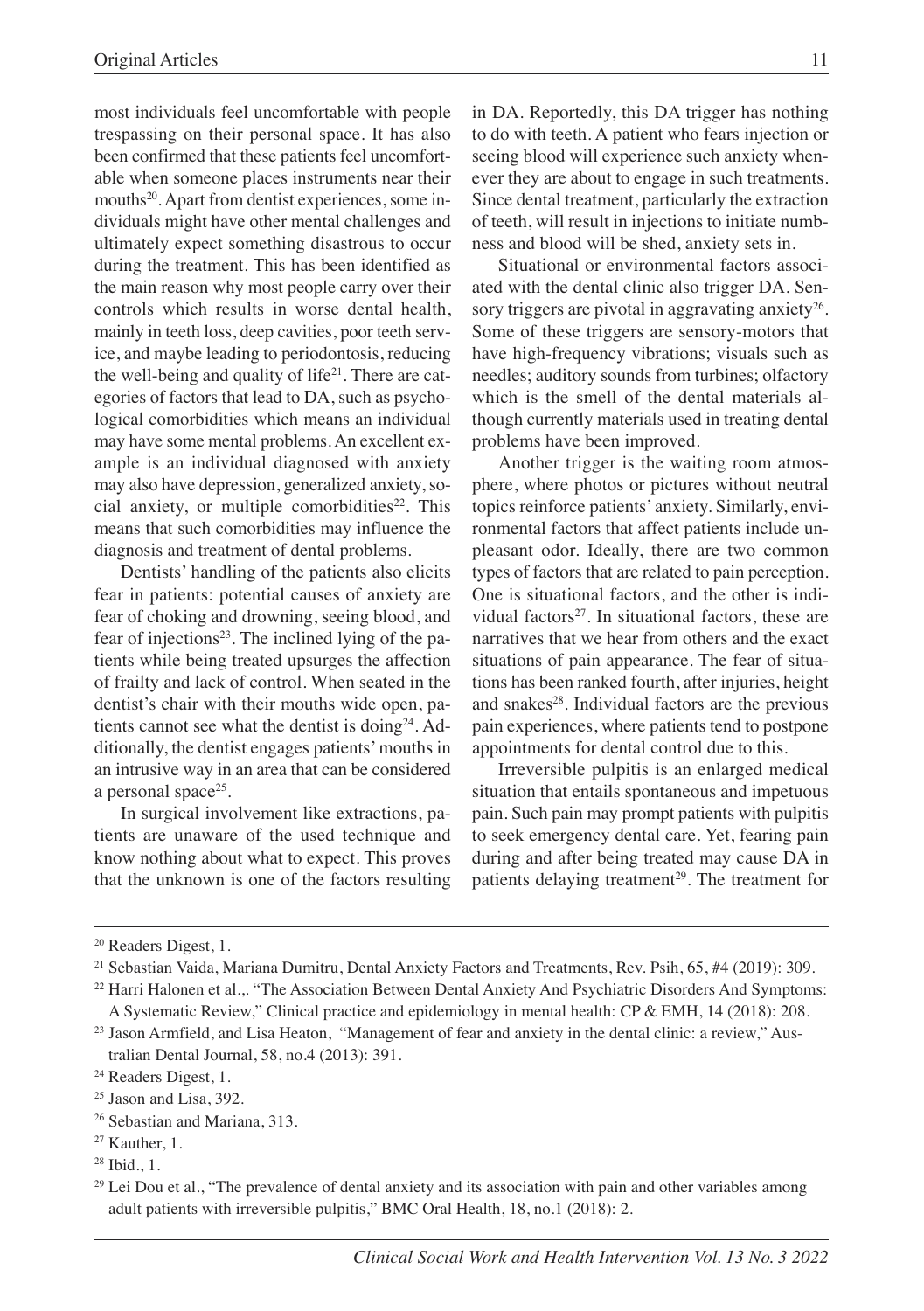most individuals feel uncomfortable with people trespassing on their personal space. It has also been confirmed that these patients feel uncomfortable when someone places instruments near their mouths[20]. Apart from dentist experiences, some individuals might have other mental challenges and ultimately expect something disastrous to occur during the treatment. This has been identified as the main reason why most people carry over their controls which results in worse dental health, mainly in teeth loss, deep cavities, poor teeth service, and maybe leading to periodontosis, reducing the well-being and quality of life[21]. There are categories of factors that lead to DA, such as psychological comorbidities which means an individual may have some mental problems. An excellent example is an individual diagnosed with anxiety may also have depression, generalized anxiety, social anxiety, or multiple comorbidities[22]. This means that such comorbidities may influence the diagnosis and treatment of dental problems.

Dentists' handling of the patients also elicits fear in patients: potential causes of anxiety are fear of choking and drowning, seeing blood, and fear of injections[23]. The inclined lying of the patients while being treated upsurges the affection of frailty and lack of control. When seated in the dentist's chair with their mouths wide open, patients cannot see what the dentist is doing[24]. Additionally, the dentist engages patients' mouths in an intrusive way in an area that can be considered a personal space[25].

In surgical involvement like extractions, patients are unaware of the used technique and know nothing about what to expect. This proves that the unknown is one of the factors resulting in DA. Reportedly, this DA trigger has nothing to do with teeth. A patient who fears injection or seeing blood will experience such anxiety whenever they are about to engage in such treatments. Since dental treatment, particularly the extraction of teeth, will result in injections to initiate numbness and blood will be shed, anxiety sets in.

Situational or environmental factors associated with the dental clinic also trigger DA. Sensory triggers are pivotal in aggravating anxiety[26]. Some of these triggers are sensory-motors that have high-frequency vibrations; visuals such as needles; auditory sounds from turbines; olfactory which is the smell of the dental materials although currently materials used in treating dental problems have been improved.

Another trigger is the waiting room atmosphere, where photos or pictures without neutral topics reinforce patients' anxiety. Similarly, environmental factors that affect patients include unpleasant odor. Ideally, there are two common types of factors that are related to pain perception. One is situational factors, and the other is individual factors[27]. In situational factors, these are narratives that we hear from others and the exact situations of pain appearance. The fear of situations has been ranked fourth, after injuries, height and snakes[28]. Individual factors are the previous pain experiences, where patients tend to postpone appointments for dental control due to this.

Irreversible pulpitis is an enlarged medical situation that entails spontaneous and impetuous pain. Such pain may prompt patients with pulpitis to seek emergency dental care. Yet, fearing pain during and after being treated may cause DA in patients delaying treatment[29]. The treatment for

---

[20] Readers Digest, 1.

[21] Sebastian Vaida, Mariana Dumitru, Dental Anxiety Factors and Treatments, Rev. Psih, 65, #4 (2019): 309.

[22] Harri Halonen et al.,. "The Association Between Dental Anxiety And Psychiatric Disorders And Symptoms: A Systematic Review," Clinical practice and epidemiology in mental health: CP & EMH, 14 (2018): 208.

[23] Jason Armfield, and Lisa Heaton, "Management of fear and anxiety in the dental clinic: a review," Australian Dental Journal, 58, no.4 (2013): 391.

[24] Readers Digest, 1.

[25] Jason and Lisa, 392.

[26] Sebastian and Mariana, 313.

[27] Kauther, 1.

[28] Ibid., 1.

[29] Lei Dou et al., "The prevalence of dental anxiety and its association with pain and other variables among adult patients with irreversible pulpitis," BMC Oral Health, 18, no.1 (2018): 2.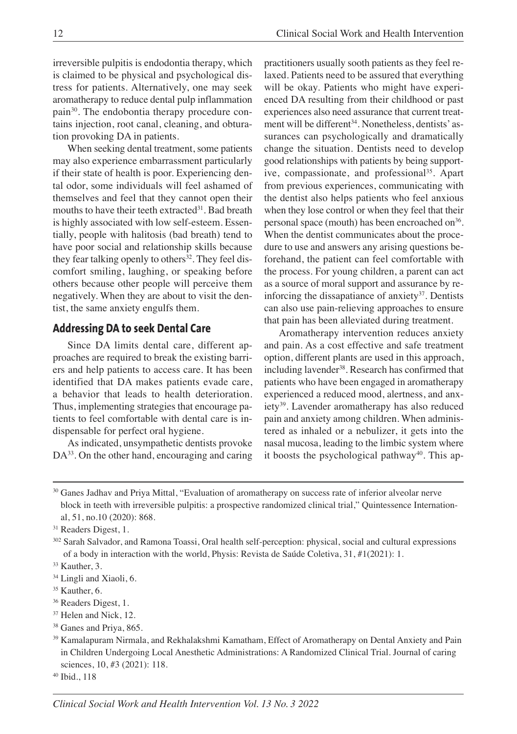irreversible pulpitis is endodontia therapy, which is claimed to be physical and psychological distress for patients. Alternatively, one may seek aromatherapy to reduce dental pulp inflammation pain[30]. The endobontia therapy procedure contains injection, root canal, cleaning, and obturation provoking DA in patients.

When seeking dental treatment, some patients may also experience embarrassment particularly if their state of health is poor. Experiencing dental odor, some individuals will feel ashamed of themselves and feel that they cannot open their mouths to have their teeth extracted[31]. Bad breath is highly associated with low self-esteem. Essentially, people with halitosis (bad breath) tend to have poor social and relationship skills because they fear talking openly to others[32]. They feel discomfort smiling, laughing, or speaking before others because other people will perceive them negatively. When they are about to visit the dentist, the same anxiety engulfs them.

## Addressing DA to seek Dental Care

Since DA limits dental care, different approaches are required to break the existing barriers and help patients to access care. It has been identified that DA makes patients evade care, a behavior that leads to health deterioration. Thus, implementing strategies that encourage patients to feel comfortable with dental care is indispensable for perfect oral hygiene.

As indicated, unsympathetic dentists provoke DA[33]. On the other hand, encouraging and caring practitioners usually sooth patients as they feel relaxed. Patients need to be assured that everything will be okay. Patients who might have experienced DA resulting from their childhood or past experiences also need assurance that current treatment will be different[34]. Nonetheless, dentists' assurances can psychologically and dramatically change the situation. Dentists need to develop good relationships with patients by being supportive, compassionate, and professional[35]. Apart from previous experiences, communicating with the dentist also helps patients who feel anxious when they lose control or when they feel that their personal space (mouth) has been encroached on[36]. When the dentist communicates about the procedure to use and answers any arising questions beforehand, the patient can feel comfortable with the process. For young children, a parent can act as a source of moral support and assurance by reinforcing the dissapatiance of anxiety[37]. Dentists can also use pain-relieving approaches to ensure that pain has been alleviated during treatment.

Aromatherapy intervention reduces anxiety and pain. As a cost effective and safe treatment option, different plants are used in this approach, including lavender[38]. Research has confirmed that patients who have been engaged in aromatherapy experienced a reduced mood, alertness, and anxiety[39]. Lavender aromatherapy has also reduced pain and anxiety among children. When administered as inhaled or a nebulizer, it gets into the nasal mucosa, leading to the limbic system where it boosts the psychological pathway[40]. This ap-

---

[30] Ganes Jadhav and Priya Mittal, "Evaluation of aromatherapy on success rate of inferior alveolar nerve block in teeth with irreversible pulpitis: a prospective randomized clinical trial," Quintessence International, 51, no.10 (2020): 868.

[31] Readers Digest, 1.

[302] Sarah Salvador, and Ramona Toassi, Oral health self-perception: physical, social and cultural expressions of a body in interaction with the world, Physis: Revista de Saúde Coletiva, 31, #1(2021): 1.

[33] Kauther, 3.

[34] Lingli and Xiaoli, 6.

[35] Kauther, 6.

[36] Readers Digest, 1.

[37] Helen and Nick, 12.

[38] Ganes and Priya, 865.

[39] Kamalapuram Nirmala, and Rekhalakshmi Kamatham, Effect of Aromatherapy on Dental Anxiety and Pain in Children Undergoing Local Anesthetic Administrations: A Randomized Clinical Trial. Journal of caring sciences, 10, #3 (2021): 118.

[40] Ibid., 118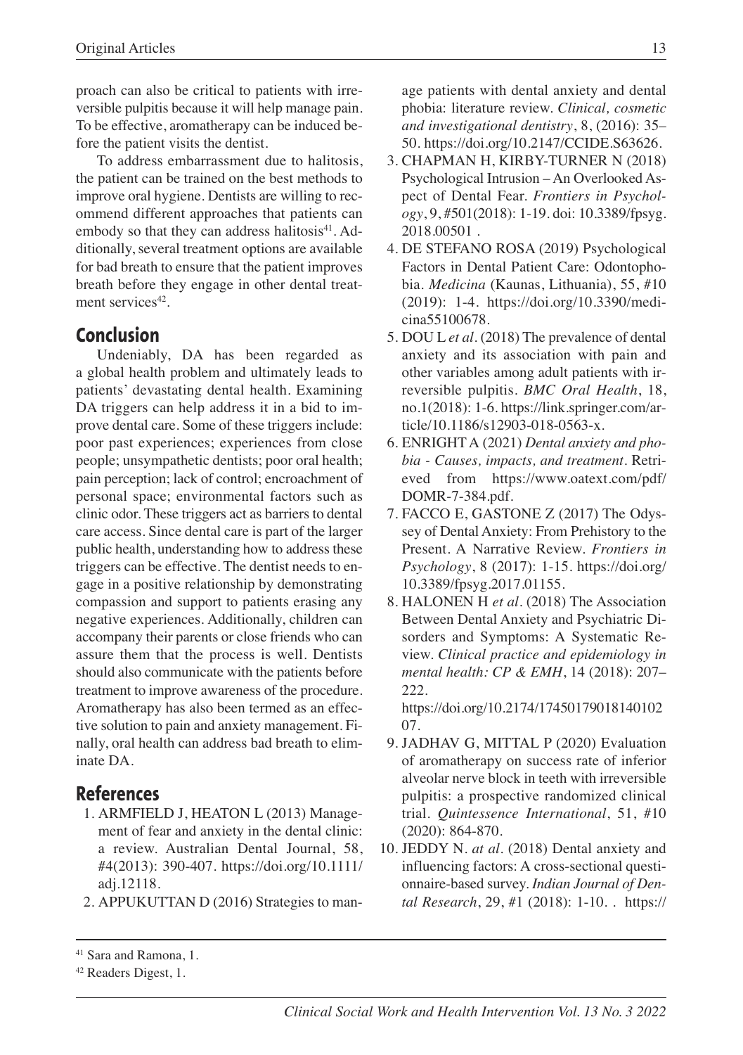proach can also be critical to patients with irreversible pulpitis because it will help manage pain. To be effective, aromatherapy can be induced before the patient visits the dentist.

To address embarrassment due to halitosis, the patient can be trained on the best methods to improve oral hygiene. Dentists are willing to recommend different approaches that patients can embody so that they can address halitosis[41]. Additionally, several treatment options are available for bad breath to ensure that the patient improves breath before they engage in other dental treatment services[42].

## Conclusion

Undeniably, DA has been regarded as a global health problem and ultimately leads to patients' devastating dental health. Examining DA triggers can help address it in a bid to improve dental care. Some of these triggers include: poor past experiences; experiences from close people; unsympathetic dentists; poor oral health; pain perception; lack of control; encroachment of personal space; environmental factors such as clinic odor. These triggers act as barriers to dental care access. Since dental care is part of the larger public health, understanding how to address these triggers can be effective. The dentist needs to engage in a positive relationship by demonstrating compassion and support to patients erasing any negative experiences. Additionally, children can accompany their parents or close friends who can assure them that the process is well. Dentists should also communicate with the patients before treatment to improve awareness of the procedure. Aromatherapy has also been termed as an effective solution to pain and anxiety management. Finally, oral health can address bad breath to eliminate DA.

## References

1. ARMFIELD J, HEATON L (2013) Management of fear and anxiety in the dental clinic: a review. Australian Dental Journal, 58, #4(2013): 390-407. https://doi.org/10.1111/adj.12118.
2. APPUKUTTAN D (2016) Strategies to manage patients with dental anxiety and dental phobia: literature review. *Clinical, cosmetic and investigational dentistry*, 8, (2016): 35–50. https://doi.org/10.2147/CCIDE.S63626.
3. CHAPMAN H, KIRBY-TURNER N (2018) Psychological Intrusion – An Overlooked Aspect of Dental Fear. *Frontiers in Psychology*, 9, #501(2018): 1-19. doi: 10.3389/fpsyg.2018.00501 .
4. DE STEFANO ROSA (2019) Psychological Factors in Dental Patient Care: Odontophobia. *Medicina* (Kaunas, Lithuania), 55, #10 (2019): 1-4. https://doi.org/10.3390/medicina55100678.
5. DOU L *et al*. (2018) The prevalence of dental anxiety and its association with pain and other variables among adult patients with irreversible pulpitis. *BMC Oral Health*, 18, no.1(2018): 1-6. https://link.springer.com/article/10.1186/s12903-018-0563-x.
6. ENRIGHT A (2021) *Dental anxiety and phobia - Causes, impacts, and treatment*. Retrieved from https://www.oatext.com/pdf/DOMR-7-384.pdf.
7. FACCO E, GASTONE Z (2017) The Odyssey of Dental Anxiety: From Prehistory to the Present. A Narrative Review. *Frontiers in Psychology*, 8 (2017): 1-15. https://doi.org/10.3389/fpsyg.2017.01155.
8. HALONEN H *et al*. (2018) The Association Between Dental Anxiety and Psychiatric Disorders and Symptoms: A Systematic Review. *Clinical practice and epidemiology in mental health: CP & EMH*, 14 (2018): 207–222. https://doi.org/10.2174/1745017901814010207.
9. JADHAV G, MITTAL P (2020) Evaluation of aromatherapy on success rate of inferior alveolar nerve block in teeth with irreversible pulpitis: a prospective randomized clinical trial. *Quintessence International*, 51, #10 (2020): 864-870.
10. JEDDY N. *at al*. (2018) Dental anxiety and influencing factors: A cross-sectional questionnaire-based survey. *Indian Journal of Dental Research*, 29, #1 (2018): 1-10. . https://

---

[41] Sara and Ramona, 1.

[42] Readers Digest, 1.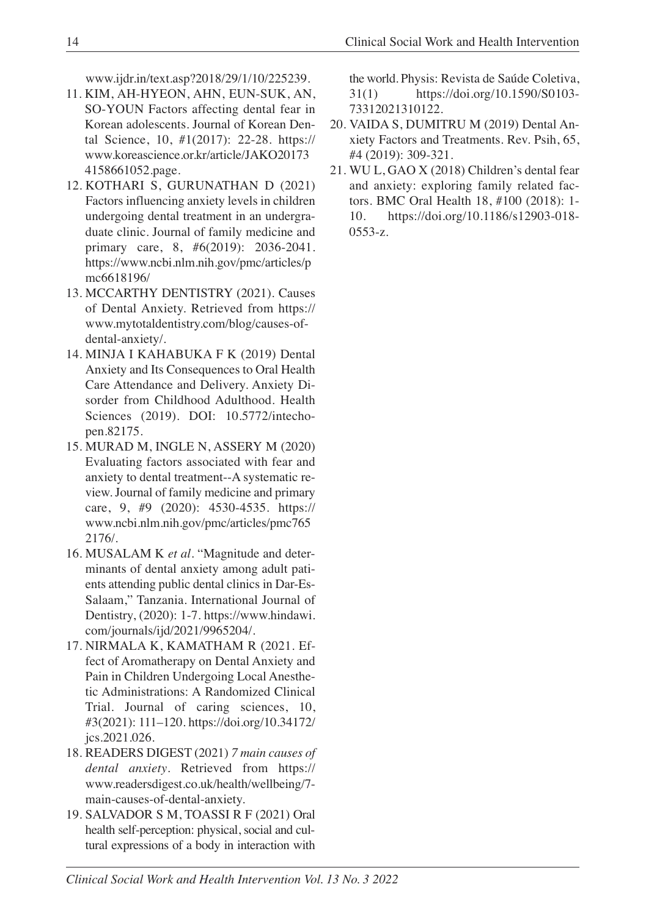www.ijdr.in/text.asp?2018/29/1/10/225239.

11. KIM, AH-HYEON, AHN, EUN-SUK, AN, SO-YOUN Factors affecting dental fear in Korean adolescents. Journal of Korean Dental Science, 10, #1(2017): 22-28. https://www.koreascience.or.kr/article/JAKO201734158661052.page.
12. KOTHARI S, GURUNATHAN D (2021) Factors influencing anxiety levels in children undergoing dental treatment in an undergraduate clinic. Journal of family medicine and primary care, 8, #6(2019): 2036-2041. https://www.ncbi.nlm.nih.gov/pmc/articles/pmc6618196/
13. MCCARTHY DENTISTRY (2021). Causes of Dental Anxiety. Retrieved from https://www.mytotaldentistry.com/blog/causes-of-dental-anxiety/.
14. MINJA I KAHABUKA F K (2019) Dental Anxiety and Its Consequences to Oral Health Care Attendance and Delivery. Anxiety Disorder from Childhood Adulthood. Health Sciences (2019). DOI: 10.5772/intechopen.82175.
15. MURAD M, INGLE N, ASSERY M (2020) Evaluating factors associated with fear and anxiety to dental treatment--A systematic review. Journal of family medicine and primary care, 9, #9 (2020): 4530-4535. https://www.ncbi.nlm.nih.gov/pmc/articles/pmc7652176/.
16. MUSALAM K *et al*. "Magnitude and determinants of dental anxiety among adult patients attending public dental clinics in Dar-Es-Salaam," Tanzania. International Journal of Dentistry, (2020): 1-7. https://www.hindawi.com/journals/ijd/2021/9965204/.
17. NIRMALA K, KAMATHAM R (2021. Effect of Aromatherapy on Dental Anxiety and Pain in Children Undergoing Local Anesthetic Administrations: A Randomized Clinical Trial. Journal of caring sciences, 10, #3(2021): 111–120. https://doi.org/10.34172/jcs.2021.026.
18. READERS DIGEST (2021) *7 main causes of dental anxiety*. Retrieved from https://www.readersdigest.co.uk/health/wellbeing/7-main-causes-of-dental-anxiety.
19. SALVADOR S M, TOASSI R F (2021) Oral health self-perception: physical, social and cultural expressions of a body in interaction with the world. Physis: Revista de Saúde Coletiva, 31(1) https://doi.org/10.1590/S0103-73312021310122.
20. VAIDA S, DUMITRU M (2019) Dental Anxiety Factors and Treatments. Rev. Psih, 65, #4 (2019): 309-321.
21. WU L, GAO X (2018) Children's dental fear and anxiety: exploring family related factors. BMC Oral Health 18, #100 (2018): 1-10. https://doi.org/10.1186/s12903-018-0553-z.